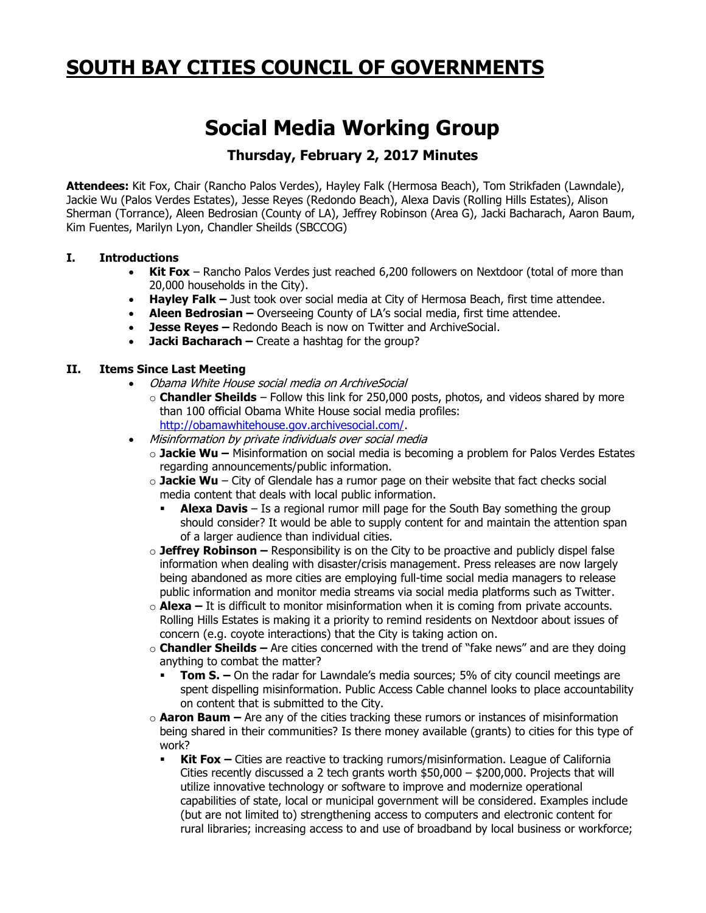# SOUTH BAY CITIES COUNCIL OF GOVERNMENTS

# Social Media Working Group

### Thursday, February 2, 2017 Minutes

**Attendees:** Kit Fox, Chair (Rancho Palos Verdes), Hayley Falk (Hermosa Beach), Tom Strikfaden (Lawndale), Jackie Wu (Palos Verdes Estates), Jesse Reyes (Redondo Beach), Alexa Davis (Rolling Hills Estates), Alison Sherman (Torrance), Aleen Bedrosian (County of LA), Jeffrey Robinson (Area G), Jacki Bacharach, Aaron Baum, Kim Fuentes, Marilyn Lyon, Chandler Sheilds (SBCCOG)

## I. Introductions

- **Kit Fox** – Rancho Palos Verdes just reached 6,200 followers on Nextdoor (total of more than 20,000 households in the City).
- **Hayley Falk –** Just took over social media at City of Hermosa Beach, first time attendee.
- **Aleen Bedrosian –** Overseeing County of LA's social media, first time attendee.
- **Jesse Reyes –** Redondo Beach is now on Twitter and ArchiveSocial.
- **Jacki Bacharach –** Create a hashtag for the group?

## II. Items Since Last Meeting

- *Obama White House social media on ArchiveSocial*
  - **Chandler Sheilds** – Follow this link for 250,000 posts, photos, and videos shared by more than 100 official Obama White House social media profiles: http://obamawhitehouse.gov.archivesocial.com/.
- *Misinformation by private individuals over social media*
  - **Jackie Wu –** Misinformation on social media is becoming a problem for Palos Verdes Estates regarding announcements/public information.
  - **Jackie Wu** – City of Glendale has a rumor page on their website that fact checks social media content that deals with local public information.
    - **Alexa Davis** – Is a regional rumor mill page for the South Bay something the group should consider? It would be able to supply content for and maintain the attention span of a larger audience than individual cities.
  - **Jeffrey Robinson –** Responsibility is on the City to be proactive and publicly dispel false information when dealing with disaster/crisis management. Press releases are now largely being abandoned as more cities are employing full-time social media managers to release public information and monitor media streams via social media platforms such as Twitter.
  - **Alexa –** It is difficult to monitor misinformation when it is coming from private accounts. Rolling Hills Estates is making it a priority to remind residents on Nextdoor about issues of concern (e.g. coyote interactions) that the City is taking action on.
  - **Chandler Sheilds –** Are cities concerned with the trend of "fake news" and are they doing anything to combat the matter?
    - **Tom S. –** On the radar for Lawndale's media sources; 5% of city council meetings are spent dispelling misinformation. Public Access Cable channel looks to place accountability on content that is submitted to the City.
  - **Aaron Baum –** Are any of the cities tracking these rumors or instances of misinformation being shared in their communities? Is there money available (grants) to cities for this type of work?
    - **Kit Fox –** Cities are reactive to tracking rumors/misinformation. League of California Cities recently discussed a 2 tech grants worth $50,000 – $200,000. Projects that will utilize innovative technology or software to improve and modernize operational capabilities of state, local or municipal government will be considered. Examples include (but are not limited to) strengthening access to computers and electronic content for rural libraries; increasing access to and use of broadband by local business or workforce;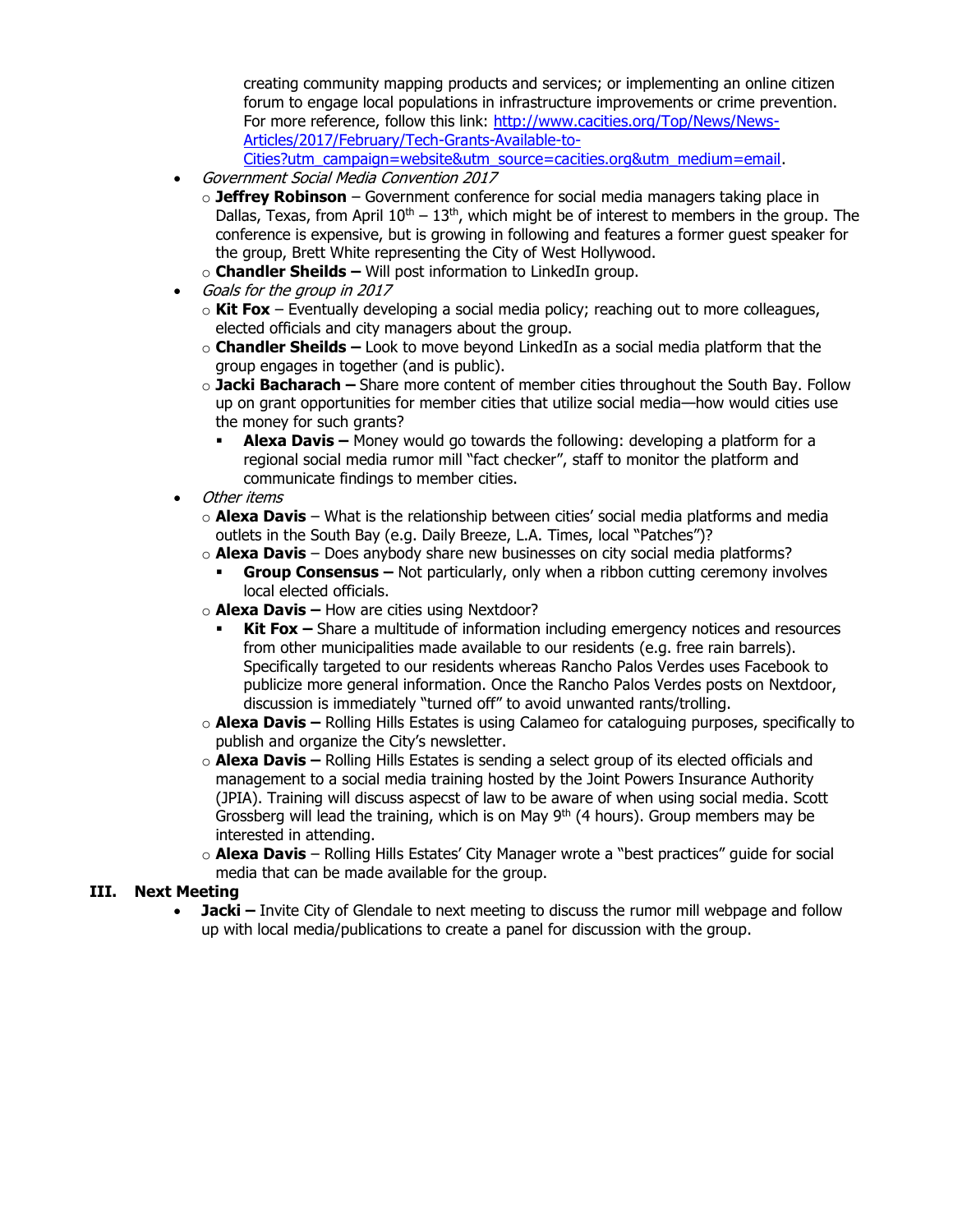creating community mapping products and services; or implementing an online citizen forum to engage local populations in infrastructure improvements or crime prevention. For more reference, follow this link: [http://www.cacities.org/Top/News/News-Articles/2017/February/Tech-Grants-Available-to-Cities?utm_campaign=website&utm_source=cacities.org&utm_medium=email](http://www.cacities.org/Top/News/News-Articles/2017/February/Tech-Grants-Available-to-Cities?utm_campaign=website&utm_source=cacities.org&utm_medium=email).

- *Government Social Media Convention 2017*
  - **Jeffrey Robinson** – Government conference for social media managers taking place in Dallas, Texas, from April 10th – 13th, which might be of interest to members in the group. The conference is expensive, but is growing in following and features a former guest speaker for the group, Brett White representing the City of West Hollywood.
  - **Chandler Sheilds –** Will post information to LinkedIn group.
- *Goals for the group in 2017*
  - **Kit Fox** – Eventually developing a social media policy; reaching out to more colleagues, elected officials and city managers about the group.
  - **Chandler Sheilds –** Look to move beyond LinkedIn as a social media platform that the group engages in together (and is public).
  - **Jacki Bacharach –** Share more content of member cities throughout the South Bay. Follow up on grant opportunities for member cities that utilize social media—how would cities use the money for such grants?
    - **Alexa Davis –** Money would go towards the following: developing a platform for a regional social media rumor mill "fact checker", staff to monitor the platform and communicate findings to member cities.
- *Other items*
  - **Alexa Davis** – What is the relationship between cities' social media platforms and media outlets in the South Bay (e.g. Daily Breeze, L.A. Times, local "Patches")?
  - **Alexa Davis** – Does anybody share new businesses on city social media platforms?
    - **Group Consensus –** Not particularly, only when a ribbon cutting ceremony involves local elected officials.
  - **Alexa Davis –** How are cities using Nextdoor?
    - **Kit Fox –** Share a multitude of information including emergency notices and resources from other municipalities made available to our residents (e.g. free rain barrels). Specifically targeted to our residents whereas Rancho Palos Verdes uses Facebook to publicize more general information. Once the Rancho Palos Verdes posts on Nextdoor, discussion is immediately "turned off" to avoid unwanted rants/trolling.
  - **Alexa Davis –** Rolling Hills Estates is using Calameo for cataloguing purposes, specifically to publish and organize the City's newsletter.
  - **Alexa Davis –** Rolling Hills Estates is sending a select group of its elected officials and management to a social media training hosted by the Joint Powers Insurance Authority (JPIA). Training will discuss aspecst of law to be aware of when using social media. Scott Grossberg will lead the training, which is on May 9th (4 hours). Group members may be interested in attending.
  - **Alexa Davis** – Rolling Hills Estates' City Manager wrote a "best practices" guide for social media that can be made available for the group.

## III. Next Meeting

- **Jacki –** Invite City of Glendale to next meeting to discuss the rumor mill webpage and follow up with local media/publications to create a panel for discussion with the group.